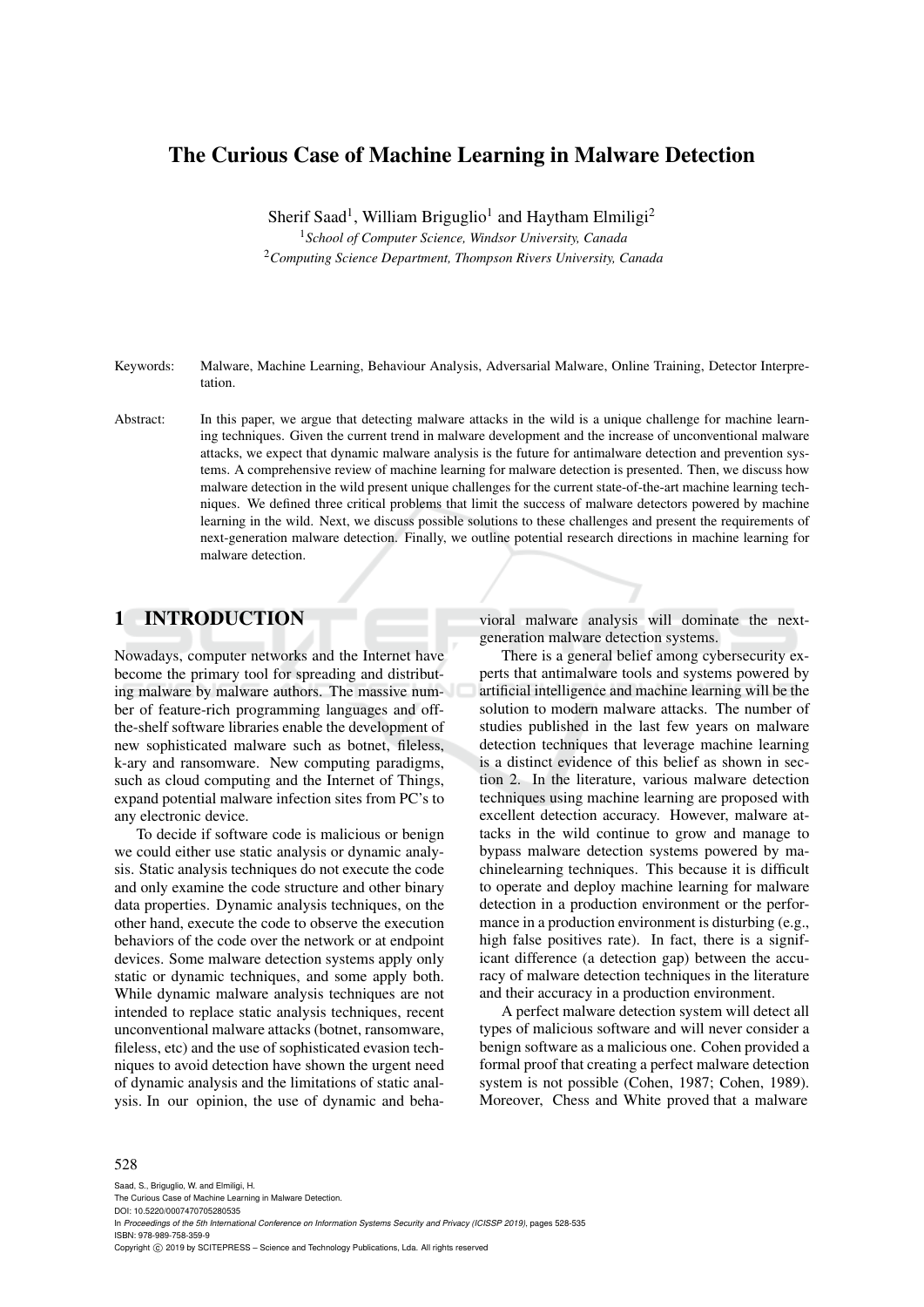# The Curious Case of Machine Learning in Malware Detection

Sherif Saad[1], William Briguglio[1] and Haytham Elmiligi[2]

[1]*School of Computer Science, Windsor University, Canada*
[2]*Computing Science Department, Thompson Rivers University, Canada*

Keywords: Malware, Machine Learning, Behaviour Analysis, Adversarial Malware, Online Training, Detector Interpretation.

Abstract: In this paper, we argue that detecting malware attacks in the wild is a unique challenge for machine learning techniques. Given the current trend in malware development and the increase of unconventional malware attacks, we expect that dynamic malware analysis is the future for antimalware detection and prevention systems. A comprehensive review of machine learning for malware detection is presented. Then, we discuss how malware detection in the wild present unique challenges for the current state-of-the-art machine learning techniques. We defined three critical problems that limit the success of malware detectors powered by machine learning in the wild. Next, we discuss possible solutions to these challenges and present the requirements of next-generation malware detection. Finally, we outline potential research directions in machine learning for malware detection.

## 1 INTRODUCTION

Nowadays, computer networks and the Internet have become the primary tool for spreading and distributing malware by malware authors. The massive number of feature-rich programming languages and off-the-shelf software libraries enable the development of new sophisticated malware such as botnet, fileless, k-ary and ransomware. New computing paradigms, such as cloud computing and the Internet of Things, expand potential malware infection sites from PC's to any electronic device.

To decide if software code is malicious or benign we could either use static analysis or dynamic analysis. Static analysis techniques do not execute the code and only examine the code structure and other binary data properties. Dynamic analysis techniques, on the other hand, execute the code to observe the execution behaviors of the code over the network or at endpoint devices. Some malware detection systems apply only static or dynamic techniques, and some apply both. While dynamic malware analysis techniques are not intended to replace static analysis techniques, recent unconventional malware attacks (botnet, ransomware, fileless, etc) and the use of sophisticated evasion techniques to avoid detection have shown the urgent need of dynamic analysis and the limitations of static analysis. In our opinion, the use of dynamic and behavioral malware analysis will dominate the next-generation malware detection systems.

There is a general belief among cybersecurity experts that antimalware tools and systems powered by artificial intelligence and machine learning will be the solution to modern malware attacks. The number of studies published in the last few years on malware detection techniques that leverage machine learning is a distinct evidence of this belief as shown in section 2. In the literature, various malware detection techniques using machine learning are proposed with excellent detection accuracy. However, malware attacks in the wild continue to grow and manage to bypass malware detection systems powered by machinelearning techniques. This because it is difficult to operate and deploy machine learning for malware detection in a production environment or the performance in a production environment is disturbing (e.g., high false positives rate). In fact, there is a significant difference (a detection gap) between the accuracy of malware detection techniques in the literature and their accuracy in a production environment.

A perfect malware detection system will detect all types of malicious software and will never consider a benign software as a malicious one. Cohen provided a formal proof that creating a perfect malware detection system is not possible (Cohen, 1987; Cohen, 1989). Moreover, Chess and White proved that a malware

Saad, S., Briguglio, W. and Elmiligi, H.
The Curious Case of Machine Learning in Malware Detection.
DOI: 10.5220/0007470705280535
In *Proceedings of the 5th International Conference on Information Systems Security and Privacy (ICISSP 2019)*, pages 528-535
ISBN: 978-989-758-359-9
Copyright © 2019 by SCITEPRESS – Science and Technology Publications, Lda. All rights reserved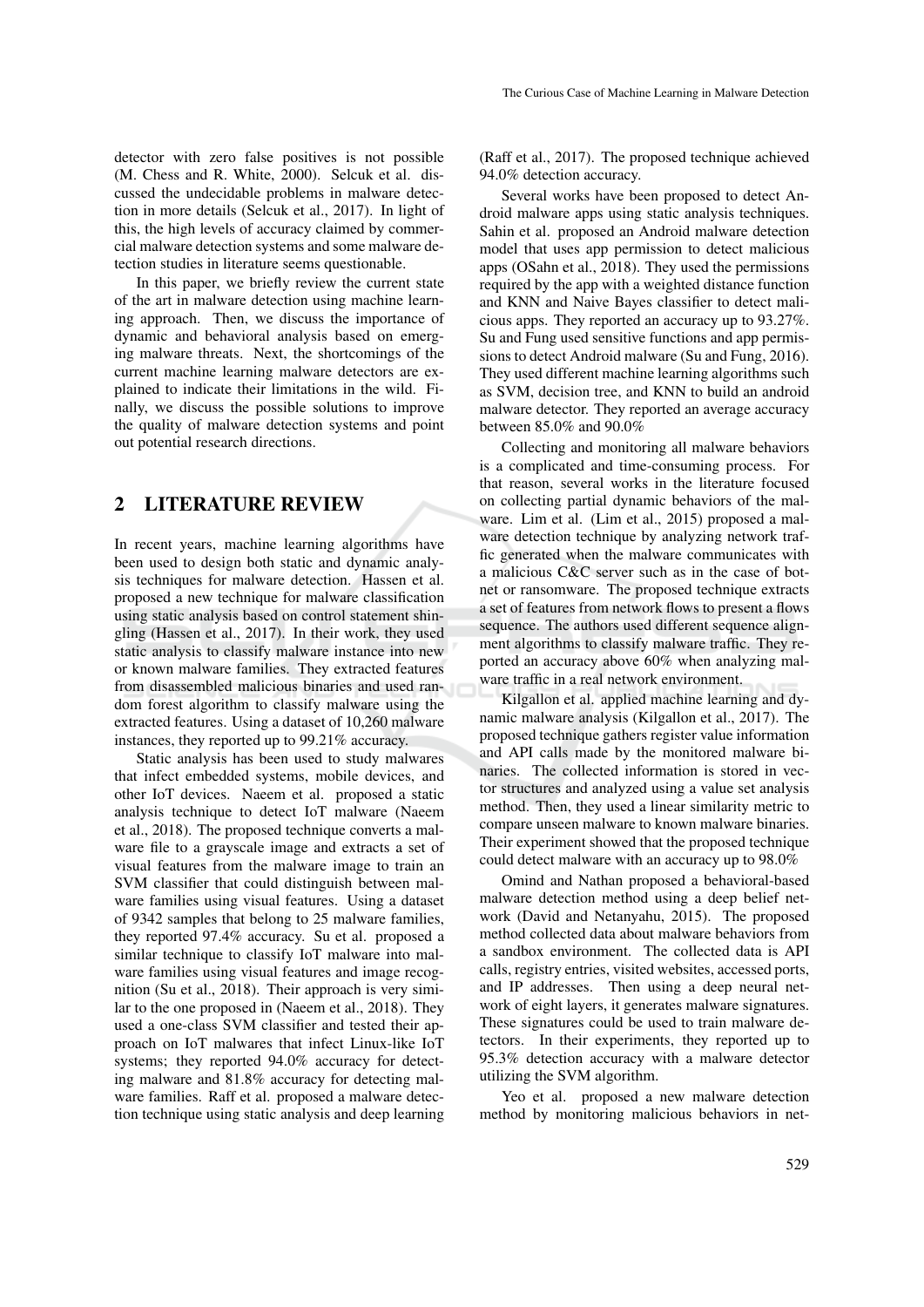detector with zero false positives is not possible (M. Chess and R. White, 2000). Selcuk et al. discussed the undecidable problems in malware detection in more details (Selcuk et al., 2017). In light of this, the high levels of accuracy claimed by commercial malware detection systems and some malware detection studies in literature seems questionable.

In this paper, we briefly review the current state of the art in malware detection using machine learning approach. Then, we discuss the importance of dynamic and behavioral analysis based on emerging malware threats. Next, the shortcomings of the current machine learning malware detectors are explained to indicate their limitations in the wild. Finally, we discuss the possible solutions to improve the quality of malware detection systems and point out potential research directions.

## 2 LITERATURE REVIEW

In recent years, machine learning algorithms have been used to design both static and dynamic analysis techniques for malware detection. Hassen et al. proposed a new technique for malware classification using static analysis based on control statement shingling (Hassen et al., 2017). In their work, they used static analysis to classify malware instance into new or known malware families. They extracted features from disassembled malicious binaries and used random forest algorithm to classify malware using the extracted features. Using a dataset of 10,260 malware instances, they reported up to 99.21% accuracy.

Static analysis has been used to study malwares that infect embedded systems, mobile devices, and other IoT devices. Naeem et al. proposed a static analysis technique to detect IoT malware (Naeem et al., 2018). The proposed technique converts a malware file to a grayscale image and extracts a set of visual features from the malware image to train an SVM classifier that could distinguish between malware families using visual features. Using a dataset of 9342 samples that belong to 25 malware families, they reported 97.4% accuracy. Su et al. proposed a similar technique to classify IoT malware into malware families using visual features and image recognition (Su et al., 2018). Their approach is very similar to the one proposed in (Naeem et al., 2018). They used a one-class SVM classifier and tested their approach on IoT malwares that infect Linux-like IoT systems; they reported 94.0% accuracy for detecting malware and 81.8% accuracy for detecting malware families. Raff et al. proposed a malware detection technique using static analysis and deep learning (Raff et al., 2017). The proposed technique achieved 94.0% detection accuracy.

Several works have been proposed to detect Android malware apps using static analysis techniques. Sahin et al. proposed an Android malware detection model that uses app permission to detect malicious apps (OSahn et al., 2018). They used the permissions required by the app with a weighted distance function and KNN and Naive Bayes classifier to detect malicious apps. They reported an accuracy up to 93.27%. Su and Fung used sensitive functions and app permissions to detect Android malware (Su and Fung, 2016). They used different machine learning algorithms such as SVM, decision tree, and KNN to build an android malware detector. They reported an average accuracy between 85.0% and 90.0%

Collecting and monitoring all malware behaviors is a complicated and time-consuming process. For that reason, several works in the literature focused on collecting partial dynamic behaviors of the malware. Lim et al. (Lim et al., 2015) proposed a malware detection technique by analyzing network traffic generated when the malware communicates with a malicious C&C server such as in the case of botnet or ransomware. The proposed technique extracts a set of features from network flows to present a flows sequence. The authors used different sequence alignment algorithms to classify malware traffic. They reported an accuracy above 60% when analyzing malware traffic in a real network environment.

Kilgallon et al. applied machine learning and dynamic malware analysis (Kilgallon et al., 2017). The proposed technique gathers register value information and API calls made by the monitored malware binaries. The collected information is stored in vector structures and analyzed using a value set analysis method. Then, they used a linear similarity metric to compare unseen malware to known malware binaries. Their experiment showed that the proposed technique could detect malware with an accuracy up to 98.0%

Omind and Nathan proposed a behavioral-based malware detection method using a deep belief network (David and Netanyahu, 2015). The proposed method collected data about malware behaviors from a sandbox environment. The collected data is API calls, registry entries, visited websites, accessed ports, and IP addresses. Then using a deep neural network of eight layers, it generates malware signatures. These signatures could be used to train malware detectors. In their experiments, they reported up to 95.3% detection accuracy with a malware detector utilizing the SVM algorithm.

Yeo et al. proposed a new malware detection method by monitoring malicious behaviors in net-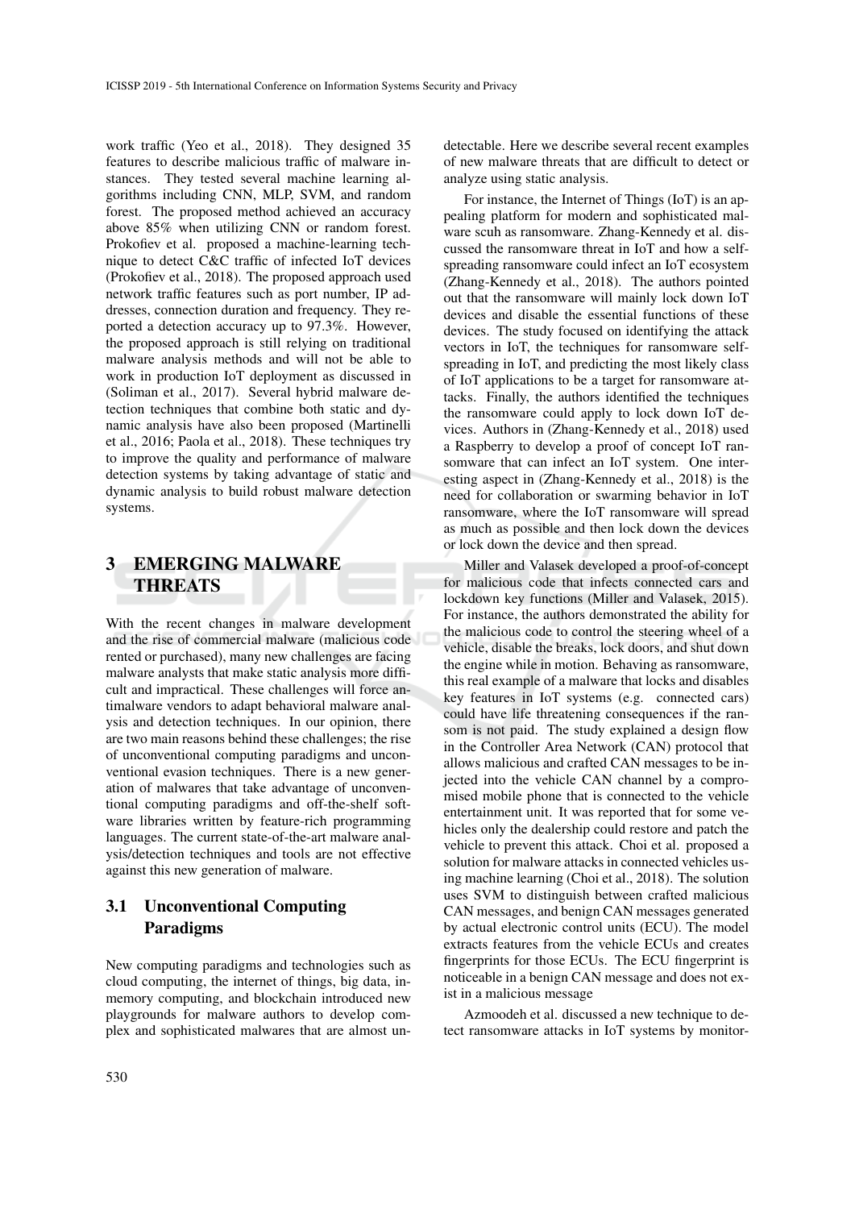work traffic (Yeo et al., 2018). They designed 35 features to describe malicious traffic of malware instances. They tested several machine learning algorithms including CNN, MLP, SVM, and random forest. The proposed method achieved an accuracy above 85% when utilizing CNN or random forest. Prokofiev et al. proposed a machine-learning technique to detect C&C traffic of infected IoT devices (Prokofiev et al., 2018). The proposed approach used network traffic features such as port number, IP addresses, connection duration and frequency. They reported a detection accuracy up to 97.3%. However, the proposed approach is still relying on traditional malware analysis methods and will not be able to work in production IoT deployment as discussed in (Soliman et al., 2017). Several hybrid malware detection techniques that combine both static and dynamic analysis have also been proposed (Martinelli et al., 2016; Paola et al., 2018). These techniques try to improve the quality and performance of malware detection systems by taking advantage of static and dynamic analysis to build robust malware detection systems.

## 3 EMERGING MALWARE THREATS

With the recent changes in malware development and the rise of commercial malware (malicious code rented or purchased), many new challenges are facing malware analysts that make static analysis more difficult and impractical. These challenges will force antimalware vendors to adapt behavioral malware analysis and detection techniques. In our opinion, there are two main reasons behind these challenges; the rise of unconventional computing paradigms and unconventional evasion techniques. There is a new generation of malwares that take advantage of unconventional computing paradigms and off-the-shelf software libraries written by feature-rich programming languages. The current state-of-the-art malware analysis/detection techniques and tools are not effective against this new generation of malware.

### 3.1 Unconventional Computing Paradigms

New computing paradigms and technologies such as cloud computing, the internet of things, big data, in-memory computing, and blockchain introduced new playgrounds for malware authors to develop complex and sophisticated malwares that are almost undetectable. Here we describe several recent examples of new malware threats that are difficult to detect or analyze using static analysis.

For instance, the Internet of Things (IoT) is an appealing platform for modern and sophisticated malware scuh as ransomware. Zhang-Kennedy et al. discussed the ransomware threat in IoT and how a self-spreading ransomware could infect an IoT ecosystem (Zhang-Kennedy et al., 2018). The authors pointed out that the ransomware will mainly lock down IoT devices and disable the essential functions of these devices. The study focused on identifying the attack vectors in IoT, the techniques for ransomware self-spreading in IoT, and predicting the most likely class of IoT applications to be a target for ransomware attacks. Finally, the authors identified the techniques the ransomware could apply to lock down IoT devices. Authors in (Zhang-Kennedy et al., 2018) used a Raspberry to develop a proof of concept IoT ransomware that can infect an IoT system. One interesting aspect in (Zhang-Kennedy et al., 2018) is the need for collaboration or swarming behavior in IoT ransomware, where the IoT ransomware will spread as much as possible and then lock down the devices or lock down the device and then spread.

Miller and Valasek developed a proof-of-concept for malicious code that infects connected cars and lockdown key functions (Miller and Valasek, 2015). For instance, the authors demonstrated the ability for the malicious code to control the steering wheel of a vehicle, disable the breaks, lock doors, and shut down the engine while in motion. Behaving as ransomware, this real example of a malware that locks and disables key features in IoT systems (e.g. connected cars) could have life threatening consequences if the ransom is not paid. The study explained a design flow in the Controller Area Network (CAN) protocol that allows malicious and crafted CAN messages to be injected into the vehicle CAN channel by a compromised mobile phone that is connected to the vehicle entertainment unit. It was reported that for some vehicles only the dealership could restore and patch the vehicle to prevent this attack. Choi et al. proposed a solution for malware attacks in connected vehicles using machine learning (Choi et al., 2018). The solution uses SVM to distinguish between crafted malicious CAN messages, and benign CAN messages generated by actual electronic control units (ECU). The model extracts features from the vehicle ECUs and creates fingerprints for those ECUs. The ECU fingerprint is noticeable in a benign CAN message and does not exist in a malicious message

Azmoodeh et al. discussed a new technique to detect ransomware attacks in IoT systems by monitor-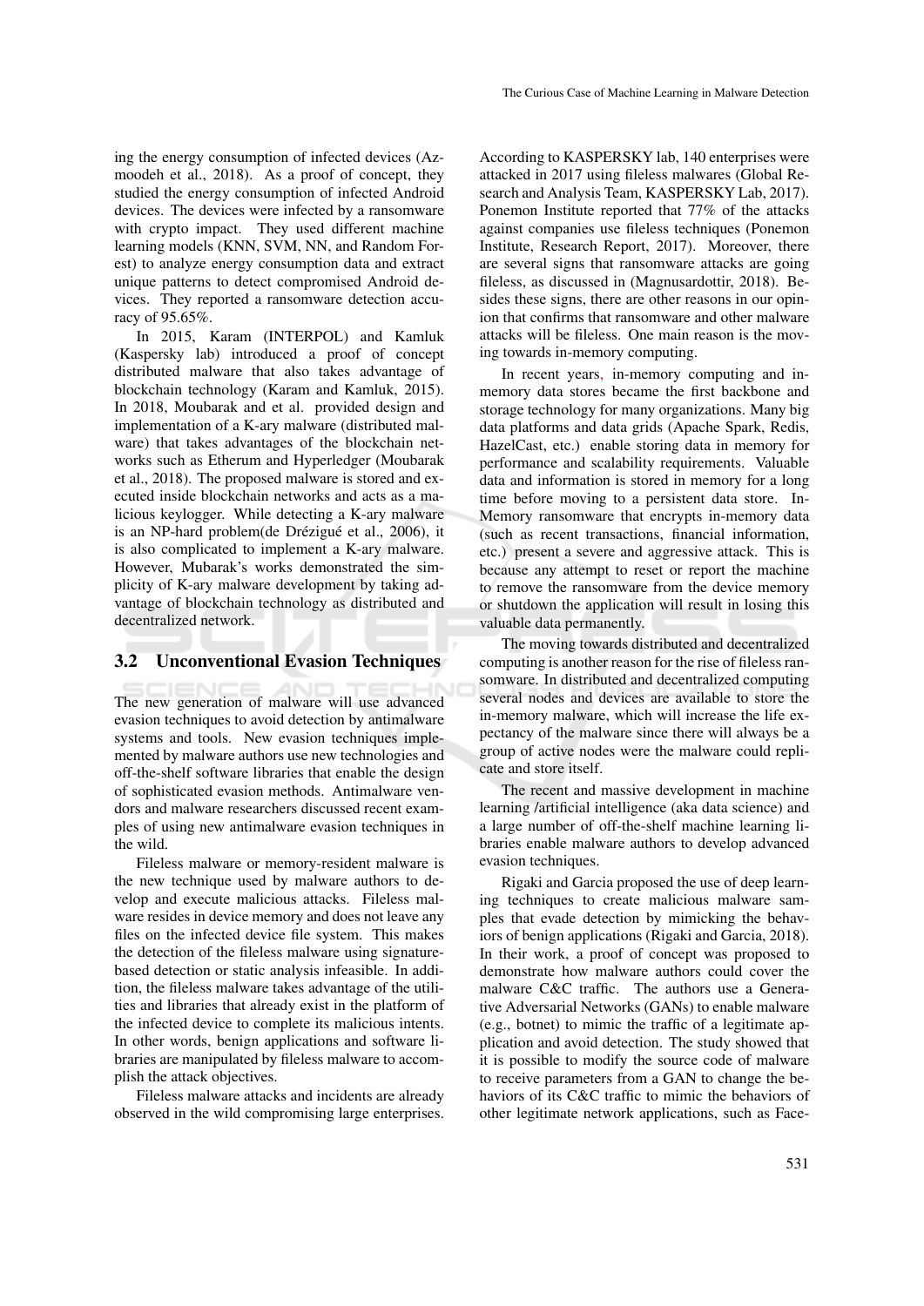ing the energy consumption of infected devices (Azmoodeh et al., 2018). As a proof of concept, they studied the energy consumption of infected Android devices. The devices were infected by a ransomware with crypto impact. They used different machine learning models (KNN, SVM, NN, and Random Forest) to analyze energy consumption data and extract unique patterns to detect compromised Android devices. They reported a ransomware detection accuracy of 95.65%.

In 2015, Karam (INTERPOL) and Kamluk (Kaspersky lab) introduced a proof of concept distributed malware that also takes advantage of blockchain technology (Karam and Kamluk, 2015). In 2018, Moubarak and et al. provided design and implementation of a K-ary malware (distributed malware) that takes advantages of the blockchain networks such as Etherum and Hyperledger (Moubarak et al., 2018). The proposed malware is stored and executed inside blockchain networks and acts as a malicious keylogger. While detecting a K-ary malware is an NP-hard problem(de Drézigué et al., 2006), it is also complicated to implement a K-ary malware. However, Mubarak's works demonstrated the simplicity of K-ary malware development by taking advantage of blockchain technology as distributed and decentralized network.

### 3.2 Unconventional Evasion Techniques

The new generation of malware will use advanced evasion techniques to avoid detection by antimalware systems and tools. New evasion techniques implemented by malware authors use new technologies and off-the-shelf software libraries that enable the design of sophisticated evasion methods. Antimalware vendors and malware researchers discussed recent examples of using new antimalware evasion techniques in the wild.

Fileless malware or memory-resident malware is the new technique used by malware authors to develop and execute malicious attacks. Fileless malware resides in device memory and does not leave any files on the infected device file system. This makes the detection of the fileless malware using signature-based detection or static analysis infeasible. In addition, the fileless malware takes advantage of the utilities and libraries that already exist in the platform of the infected device to complete its malicious intents. In other words, benign applications and software libraries are manipulated by fileless malware to accomplish the attack objectives.

Fileless malware attacks and incidents are already observed in the wild compromising large enterprises. According to KASPERSKY lab, 140 enterprises were attacked in 2017 using fileless malwares (Global Research and Analysis Team, KASPERSKY Lab, 2017). Ponemon Institute reported that 77% of the attacks against companies use fileless techniques (Ponemon Institute, Research Report, 2017). Moreover, there are several signs that ransomware attacks are going fileless, as discussed in (Magnusardottir, 2018). Besides these signs, there are other reasons in our opinion that confirms that ransomware and other malware attacks will be fileless. One main reason is the moving towards in-memory computing.

In recent years, in-memory computing and in-memory data stores became the first backbone and storage technology for many organizations. Many big data platforms and data grids (Apache Spark, Redis, HazelCast, etc.) enable storing data in memory for performance and scalability requirements. Valuable data and information is stored in memory for a long time before moving to a persistent data store. In-Memory ransomware that encrypts in-memory data (such as recent transactions, financial information, etc.) present a severe and aggressive attack. This is because any attempt to reset or report the machine to remove the ransomware from the device memory or shutdown the application will result in losing this valuable data permanently.

The moving towards distributed and decentralized computing is another reason for the rise of fileless ransomware. In distributed and decentralized computing several nodes and devices are available to store the in-memory malware, which will increase the life expectancy of the malware since there will always be a group of active nodes were the malware could replicate and store itself.

The recent and massive development in machine learning /artificial intelligence (aka data science) and a large number of off-the-shelf machine learning libraries enable malware authors to develop advanced evasion techniques.

Rigaki and Garcia proposed the use of deep learning techniques to create malicious malware samples that evade detection by mimicking the behaviors of benign applications (Rigaki and Garcia, 2018). In their work, a proof of concept was proposed to demonstrate how malware authors could cover the malware C&C traffic. The authors use a Generative Adversarial Networks (GANs) to enable malware (e.g., botnet) to mimic the traffic of a legitimate application and avoid detection. The study showed that it is possible to modify the source code of malware to receive parameters from a GAN to change the behaviors of its C&C traffic to mimic the behaviors of other legitimate network applications, such as Face-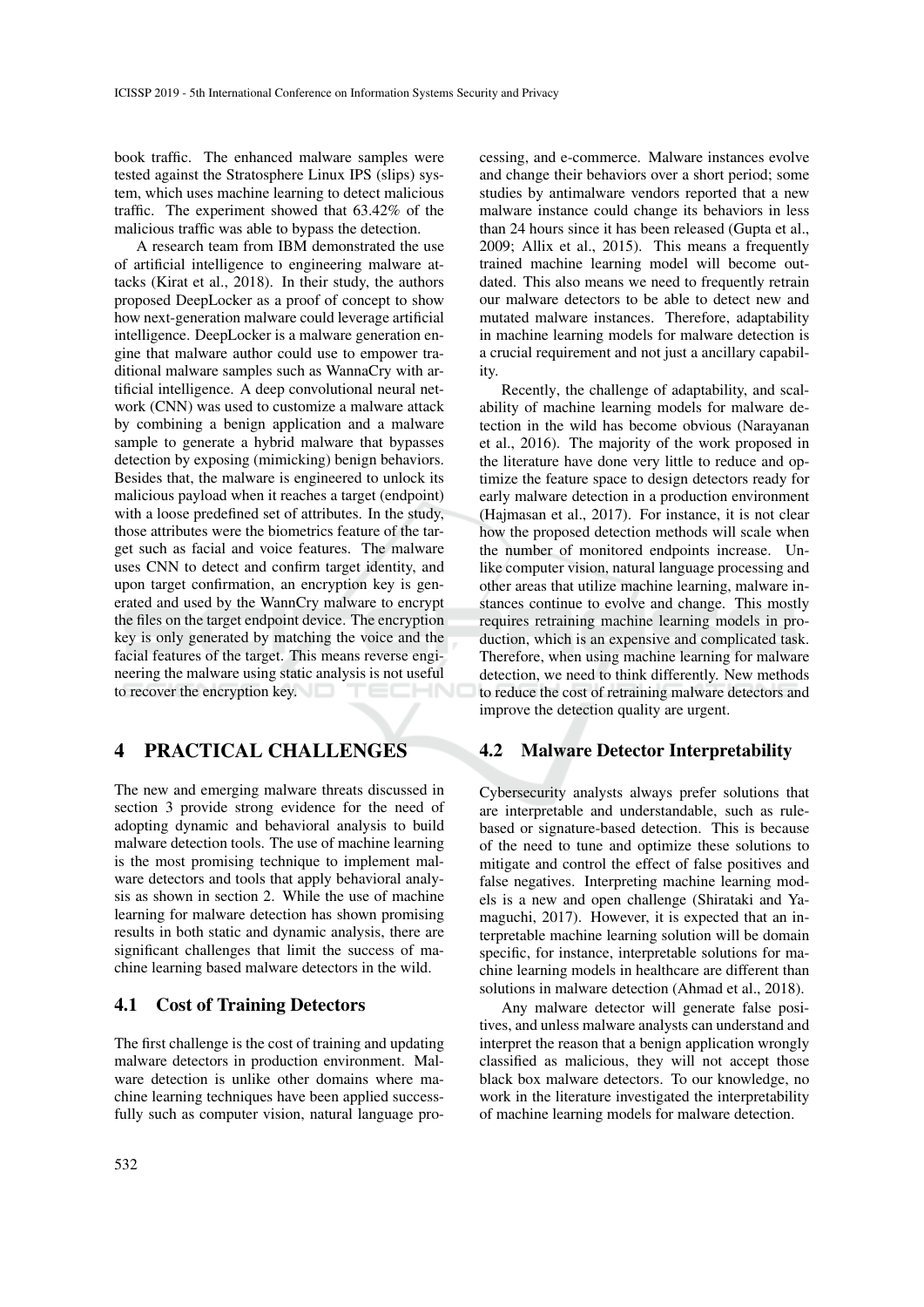book traffic. The enhanced malware samples were tested against the Stratosphere Linux IPS (slips) system, which uses machine learning to detect malicious traffic. The experiment showed that 63.42% of the malicious traffic was able to bypass the detection.

A research team from IBM demonstrated the use of artificial intelligence to engineering malware attacks (Kirat et al., 2018). In their study, the authors proposed DeepLocker as a proof of concept to show how next-generation malware could leverage artificial intelligence. DeepLocker is a malware generation engine that malware author could use to empower traditional malware samples such as WannaCry with artificial intelligence. A deep convolutional neural network (CNN) was used to customize a malware attack by combining a benign application and a malware sample to generate a hybrid malware that bypasses detection by exposing (mimicking) benign behaviors. Besides that, the malware is engineered to unlock its malicious payload when it reaches a target (endpoint) with a loose predefined set of attributes. In the study, those attributes were the biometrics feature of the target such as facial and voice features. The malware uses CNN to detect and confirm target identity, and upon target confirmation, an encryption key is generated and used by the WannCry malware to encrypt the files on the target endpoint device. The encryption key is only generated by matching the voice and the facial features of the target. This means reverse engineering the malware using static analysis is not useful to recover the encryption key.

# 4 PRACTICAL CHALLENGES

The new and emerging malware threats discussed in section 3 provide strong evidence for the need of adopting dynamic and behavioral analysis to build malware detection tools. The use of machine learning is the most promising technique to implement malware detectors and tools that apply behavioral analysis as shown in section 2. While the use of machine learning for malware detection has shown promising results in both static and dynamic analysis, there are significant challenges that limit the success of machine learning based malware detectors in the wild.

## 4.1 Cost of Training Detectors

The first challenge is the cost of training and updating malware detectors in production environment. Malware detection is unlike other domains where machine learning techniques have been applied successfully such as computer vision, natural language processing, and e-commerce. Malware instances evolve and change their behaviors over a short period; some studies by antimalware vendors reported that a new malware instance could change its behaviors in less than 24 hours since it has been released (Gupta et al., 2009; Allix et al., 2015). This means a frequently trained machine learning model will become outdated. This also means we need to frequently retrain our malware detectors to be able to detect new and mutated malware instances. Therefore, adaptability in machine learning models for malware detection is a crucial requirement and not just a ancillary capability.

Recently, the challenge of adaptability, and scalability of machine learning models for malware detection in the wild has become obvious (Narayanan et al., 2016). The majority of the work proposed in the literature have done very little to reduce and optimize the feature space to design detectors ready for early malware detection in a production environment (Hajmasan et al., 2017). For instance, it is not clear how the proposed detection methods will scale when the number of monitored endpoints increase. Unlike computer vision, natural language processing and other areas that utilize machine learning, malware instances continue to evolve and change. This mostly requires retraining machine learning models in production, which is an expensive and complicated task. Therefore, when using machine learning for malware detection, we need to think differently. New methods to reduce the cost of retraining malware detectors and improve the detection quality are urgent.

## 4.2 Malware Detector Interpretability

Cybersecurity analysts always prefer solutions that are interpretable and understandable, such as rule-based or signature-based detection. This is because of the need to tune and optimize these solutions to mitigate and control the effect of false positives and false negatives. Interpreting machine learning models is a new and open challenge (Shirataki and Yamaguchi, 2017). However, it is expected that an interpretable machine learning solution will be domain specific, for instance, interpretable solutions for machine learning models in healthcare are different than solutions in malware detection (Ahmad et al., 2018).

Any malware detector will generate false positives, and unless malware analysts can understand and interpret the reason that a benign application wrongly classified as malicious, they will not accept those black box malware detectors. To our knowledge, no work in the literature investigated the interpretability of machine learning models for malware detection.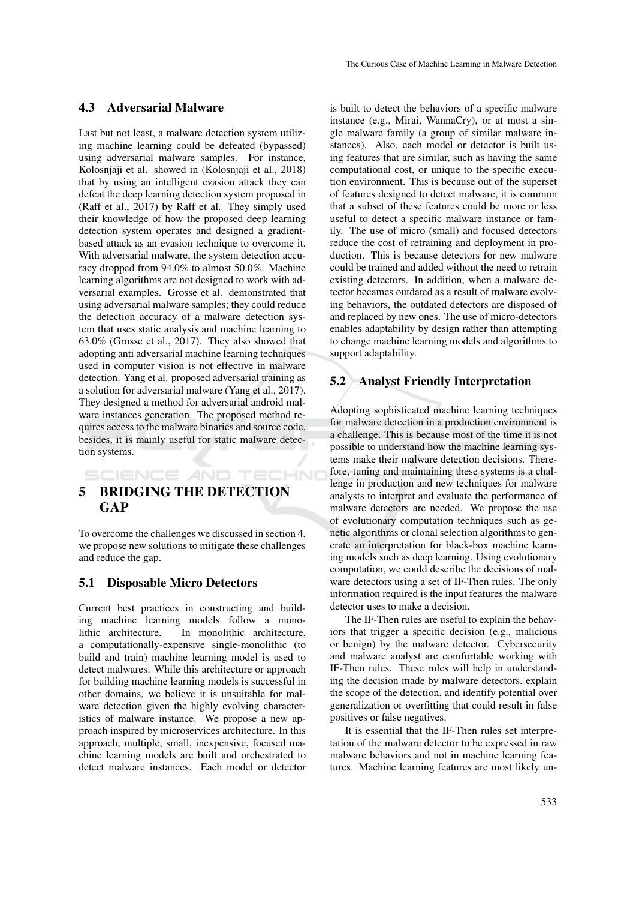### 4.3 Adversarial Malware

Last but not least, a malware detection system utilizing machine learning could be defeated (bypassed) using adversarial malware samples. For instance, Kolosnjaji et al. showed in (Kolosnjaji et al., 2018) that by using an intelligent evasion attack they can defeat the deep learning detection system proposed in (Raff et al., 2017) by Raff et al. They simply used their knowledge of how the proposed deep learning detection system operates and designed a gradient-based attack as an evasion technique to overcome it. With adversarial malware, the system detection accuracy dropped from 94.0% to almost 50.0%. Machine learning algorithms are not designed to work with adversarial examples. Grosse et al. demonstrated that using adversarial malware samples; they could reduce the detection accuracy of a malware detection system that uses static analysis and machine learning to 63.0% (Grosse et al., 2017). They also showed that adopting anti adversarial machine learning techniques used in computer vision is not effective in malware detection. Yang et al. proposed adversarial training as a solution for adversarial malware (Yang et al., 2017). They designed a method for adversarial android malware instances generation. The proposed method requires access to the malware binaries and source code, besides, it is mainly useful for static malware detection systems.

## 5 BRIDGING THE DETECTION GAP

To overcome the challenges we discussed in section 4, we propose new solutions to mitigate these challenges and reduce the gap.

### 5.1 Disposable Micro Detectors

Current best practices in constructing and building machine learning models follow a monolithic architecture. In monolithic architecture, a computationally-expensive single-monolithic (to build and train) machine learning model is used to detect malwares. While this architecture or approach for building machine learning models is successful in other domains, we believe it is unsuitable for malware detection given the highly evolving characteristics of malware instance. We propose a new approach inspired by microservices architecture. In this approach, multiple, small, inexpensive, focused machine learning models are built and orchestrated to detect malware instances. Each model or detector is built to detect the behaviors of a specific malware instance (e.g., Mirai, WannaCry), or at most a single malware family (a group of similar malware instances). Also, each model or detector is built using features that are similar, such as having the same computational cost, or unique to the specific execution environment. This is because out of the superset of features designed to detect malware, it is common that a subset of these features could be more or less useful to detect a specific malware instance or family. The use of micro (small) and focused detectors reduce the cost of retraining and deployment in production. This is because detectors for new malware could be trained and added without the need to retrain existing detectors. In addition, when a malware detector becames outdated as a result of malware evolving behaviors, the outdated detectors are disposed of and replaced by new ones. The use of micro-detectors enables adaptability by design rather than attempting to change machine learning models and algorithms to support adaptability.

### 5.2 Analyst Friendly Interpretation

Adopting sophisticated machine learning techniques for malware detection in a production environment is a challenge. This is because most of the time it is not possible to understand how the machine learning systems make their malware detection decisions. Therefore, tuning and maintaining these systems is a challenge in production and new techniques for malware analysts to interpret and evaluate the performance of malware detectors are needed. We propose the use of evolutionary computation techniques such as genetic algorithms or clonal selection algorithms to generate an interpretation for black-box machine learning models such as deep learning. Using evolutionary computation, we could describe the decisions of malware detectors using a set of IF-Then rules. The only information required is the input features the malware detector uses to make a decision.

The IF-Then rules are useful to explain the behaviors that trigger a specific decision (e.g., malicious or benign) by the malware detector. Cybersecurity and malware analyst are comfortable working with IF-Then rules. These rules will help in understanding the decision made by malware detectors, explain the scope of the detection, and identify potential over generalization or overfitting that could result in false positives or false negatives.

It is essential that the IF-Then rules set interpretation of the malware detector to be expressed in raw malware behaviors and not in machine learning features. Machine learning features are most likely un-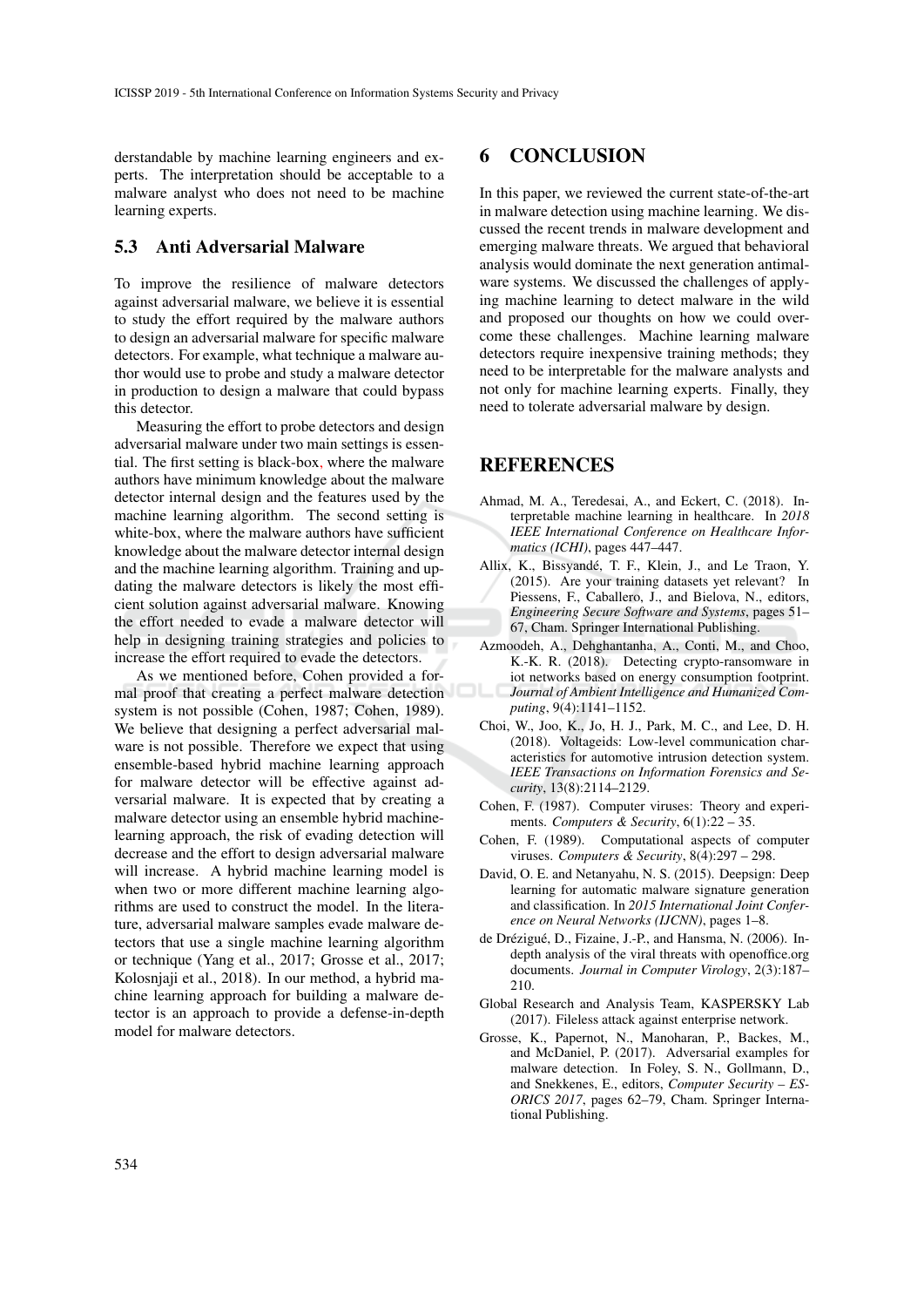derstandable by machine learning engineers and experts. The interpretation should be acceptable to a malware analyst who does not need to be machine learning experts.

### 5.3 Anti Adversarial Malware

To improve the resilience of malware detectors against adversarial malware, we believe it is essential to study the effort required by the malware authors to design an adversarial malware for specific malware detectors. For example, what technique a malware author would use to probe and study a malware detector in production to design a malware that could bypass this detector.

Measuring the effort to probe detectors and design adversarial malware under two main settings is essential. The first setting is black-box, where the malware authors have minimum knowledge about the malware detector internal design and the features used by the machine learning algorithm. The second setting is white-box, where the malware authors have sufficient knowledge about the malware detector internal design and the machine learning algorithm. Training and updating the malware detectors is likely the most efficient solution against adversarial malware. Knowing the effort needed to evade a malware detector will help in designing training strategies and policies to increase the effort required to evade the detectors.

As we mentioned before, Cohen provided a formal proof that creating a perfect malware detection system is not possible (Cohen, 1987; Cohen, 1989). We believe that designing a perfect adversarial malware is not possible. Therefore we expect that using ensemble-based hybrid machine learning approach for malware detector will be effective against adversarial malware. It is expected that by creating a malware detector using an ensemble hybrid machine-learning approach, the risk of evading detection will decrease and the effort to design adversarial malware will increase. A hybrid machine learning model is when two or more different machine learning algorithms are used to construct the model. In the literature, adversarial malware samples evade malware detectors that use a single machine learning algorithm or technique (Yang et al., 2017; Grosse et al., 2017; Kolosnjaji et al., 2018). In our method, a hybrid machine learning approach for building a malware detector is an approach to provide a defense-in-depth model for malware detectors.

## 6 CONCLUSION

In this paper, we reviewed the current state-of-the-art in malware detection using machine learning. We discussed the recent trends in malware development and emerging malware threats. We argued that behavioral analysis would dominate the next generation antimalware systems. We discussed the challenges of applying machine learning to detect malware in the wild and proposed our thoughts on how we could overcome these challenges. Machine learning malware detectors require inexpensive training methods; they need to be interpretable for the malware analysts and not only for machine learning experts. Finally, they need to tolerate adversarial malware by design.

## REFERENCES

Ahmad, M. A., Teredesai, A., and Eckert, C. (2018). Interpretable machine learning in healthcare. In *2018 IEEE International Conference on Healthcare Informatics (ICHI)*, pages 447–447.

Allix, K., Bissyandé, T. F., Klein, J., and Le Traon, Y. (2015). Are your training datasets yet relevant? In Piessens, F., Caballero, J., and Bielova, N., editors, *Engineering Secure Software and Systems*, pages 51–67, Cham. Springer International Publishing.

Azmoodeh, A., Dehghantanha, A., Conti, M., and Choo, K.-K. R. (2018). Detecting crypto-ransomware in iot networks based on energy consumption footprint. *Journal of Ambient Intelligence and Humanized Computing*, 9(4):1141–1152.

Choi, W., Joo, K., Jo, H. J., Park, M. C., and Lee, D. H. (2018). Voltageids: Low-level communication characteristics for automotive intrusion detection system. *IEEE Transactions on Information Forensics and Security*, 13(8):2114–2129.

Cohen, F. (1987). Computer viruses: Theory and experiments. *Computers & Security*, 6(1):22 – 35.

Cohen, F. (1989). Computational aspects of computer viruses. *Computers & Security*, 8(4):297 – 298.

David, O. E. and Netanyahu, N. S. (2015). Deepsign: Deep learning for automatic malware signature generation and classification. In *2015 International Joint Conference on Neural Networks (IJCNN)*, pages 1–8.

de Drézigué, D., Fizaine, J.-P., and Hansma, N. (2006). In-depth analysis of the viral threats with openoffice.org documents. *Journal in Computer Virology*, 2(3):187–210.

Global Research and Analysis Team, KASPERSKY Lab (2017). Fileless attack against enterprise network.

Grosse, K., Papernot, N., Manoharan, P., Backes, M., and McDaniel, P. (2017). Adversarial examples for malware detection. In Foley, S. N., Gollmann, D., and Snekkenes, E., editors, *Computer Security – ESORICS 2017*, pages 62–79, Cham. Springer International Publishing.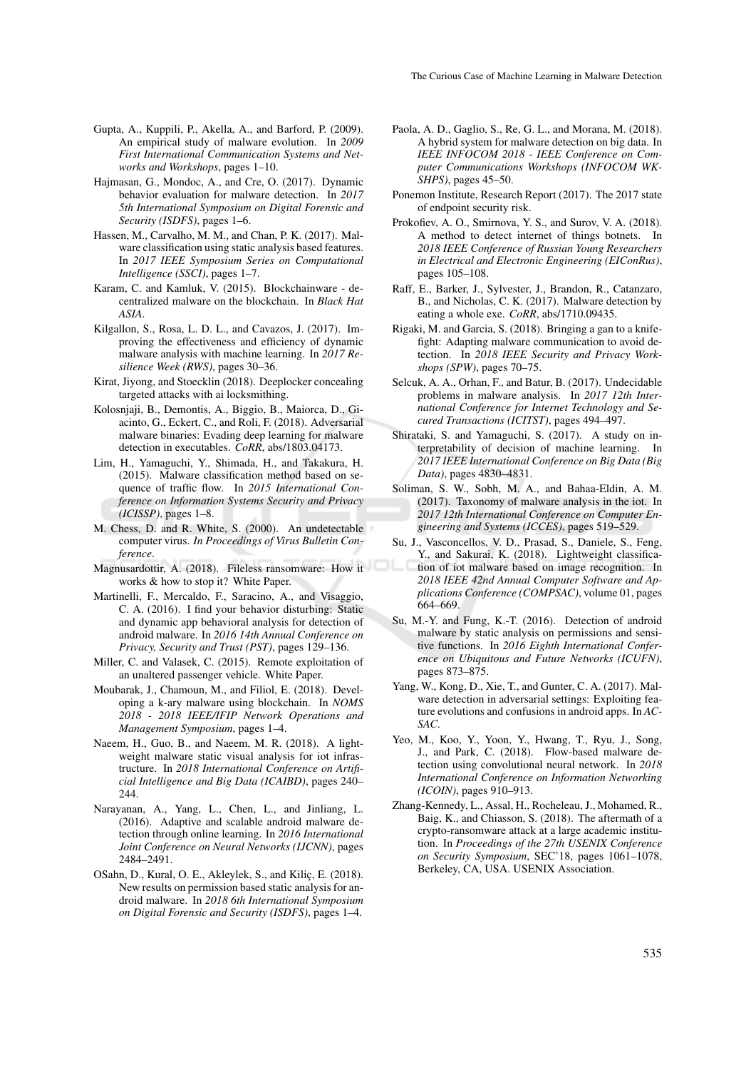Gupta, A., Kuppili, P., Akella, A., and Barford, P. (2009). An empirical study of malware evolution. In *2009 First International Communication Systems and Networks and Workshops*, pages 1–10.

Hajmasan, G., Mondoc, A., and Cre, O. (2017). Dynamic behavior evaluation for malware detection. In *2017 5th International Symposium on Digital Forensic and Security (ISDFS)*, pages 1–6.

Hassen, M., Carvalho, M. M., and Chan, P. K. (2017). Malware classification using static analysis based features. In *2017 IEEE Symposium Series on Computational Intelligence (SSCI)*, pages 1–7.

Karam, C. and Kamluk, V. (2015). Blockchainware - decentralized malware on the blockchain. In *Black Hat ASIA*.

Kilgallon, S., Rosa, L. D. L., and Cavazos, J. (2017). Improving the effectiveness and efficiency of dynamic malware analysis with machine learning. In *2017 Resilience Week (RWS)*, pages 30–36.

Kirat, Jiyong, and Stoecklin (2018). Deeplocker concealing targeted attacks with ai locksmithing.

Kolosnjaji, B., Demontis, A., Biggio, B., Maiorca, D., Giacinto, G., Eckert, C., and Roli, F. (2018). Adversarial malware binaries: Evading deep learning for malware detection in executables. *CoRR*, abs/1803.04173.

Lim, H., Yamaguchi, Y., Shimada, H., and Takakura, H. (2015). Malware classification method based on sequence of traffic flow. In *2015 International Conference on Information Systems Security and Privacy (ICISSP)*, pages 1–8.

M. Chess, D. and R. White, S. (2000). An undetectable computer virus. *In Proceedings of Virus Bulletin Conference*.

Magnusardottir, A. (2018). Fileless ransomware: How it works & how to stop it? White Paper.

Martinelli, F., Mercaldo, F., Saracino, A., and Visaggio, C. A. (2016). I find your behavior disturbing: Static and dynamic app behavioral analysis for detection of android malware. In *2016 14th Annual Conference on Privacy, Security and Trust (PST)*, pages 129–136.

Miller, C. and Valasek, C. (2015). Remote exploitation of an unaltered passenger vehicle. White Paper.

Moubarak, J., Chamoun, M., and Filiol, E. (2018). Developing a k-ary malware using blockchain. In *NOMS 2018 - 2018 IEEE/IFIP Network Operations and Management Symposium*, pages 1–4.

Naeem, H., Guo, B., and Naeem, M. R. (2018). A lightweight malware static visual analysis for iot infrastructure. In *2018 International Conference on Artificial Intelligence and Big Data (ICAIBD)*, pages 240–244.

Narayanan, A., Yang, L., Chen, L., and Jinliang, L. (2016). Adaptive and scalable android malware detection through online learning. In *2016 International Joint Conference on Neural Networks (IJCNN)*, pages 2484–2491.

OSahn, D., Kural, O. E., Akleylek, S., and Kiliç, E. (2018). New results on permission based static analysis for android malware. In *2018 6th International Symposium on Digital Forensic and Security (ISDFS)*, pages 1–4.

Paola, A. D., Gaglio, S., Re, G. L., and Morana, M. (2018). A hybrid system for malware detection on big data. In *IEEE INFOCOM 2018 - IEEE Conference on Computer Communications Workshops (INFOCOM WKSHPS)*, pages 45–50.

Ponemon Institute, Research Report (2017). The 2017 state of endpoint security risk.

Prokofiev, A. O., Smirnova, Y. S., and Surov, V. A. (2018). A method to detect internet of things botnets. In *2018 IEEE Conference of Russian Young Researchers in Electrical and Electronic Engineering (EIConRus)*, pages 105–108.

Raff, E., Barker, J., Sylvester, J., Brandon, R., Catanzaro, B., and Nicholas, C. K. (2017). Malware detection by eating a whole exe. *CoRR*, abs/1710.09435.

Rigaki, M. and Garcia, S. (2018). Bringing a gan to a knife-fight: Adapting malware communication to avoid detection. In *2018 IEEE Security and Privacy Workshops (SPW)*, pages 70–75.

Selcuk, A. A., Orhan, F., and Batur, B. (2017). Undecidable problems in malware analysis. In *2017 12th International Conference for Internet Technology and Secured Transactions (ICITST)*, pages 494–497.

Shirataki, S. and Yamaguchi, S. (2017). A study on interpretability of decision of machine learning. In *2017 IEEE International Conference on Big Data (Big Data)*, pages 4830–4831.

Soliman, S. W., Sobh, M. A., and Bahaa-Eldin, A. M. (2017). Taxonomy of malware analysis in the iot. In *2017 12th International Conference on Computer Engineering and Systems (ICCES)*, pages 519–529.

Su, J., Vasconcellos, V. D., Prasad, S., Daniele, S., Feng, Y., and Sakurai, K. (2018). Lightweight classification of iot malware based on image recognition. In *2018 IEEE 42nd Annual Computer Software and Applications Conference (COMPSAC)*, volume 01, pages 664–669.

Su, M.-Y. and Fung, K.-T. (2016). Detection of android malware by static analysis on permissions and sensitive functions. In *2016 Eighth International Conference on Ubiquitous and Future Networks (ICUFN)*, pages 873–875.

Yang, W., Kong, D., Xie, T., and Gunter, C. A. (2017). Malware detection in adversarial settings: Exploiting feature evolutions and confusions in android apps. In *ACSAC*.

Yeo, M., Koo, Y., Yoon, Y., Hwang, T., Ryu, J., Song, J., and Park, C. (2018). Flow-based malware detection using convolutional neural network. In *2018 International Conference on Information Networking (ICOIN)*, pages 910–913.

Zhang-Kennedy, L., Assal, H., Rocheleau, J., Mohamed, R., Baig, K., and Chiasson, S. (2018). The aftermath of a crypto-ransomware attack at a large academic institution. In *Proceedings of the 27th USENIX Conference on Security Symposium*, SEC'18, pages 1061–1078, Berkeley, CA, USA. USENIX Association.